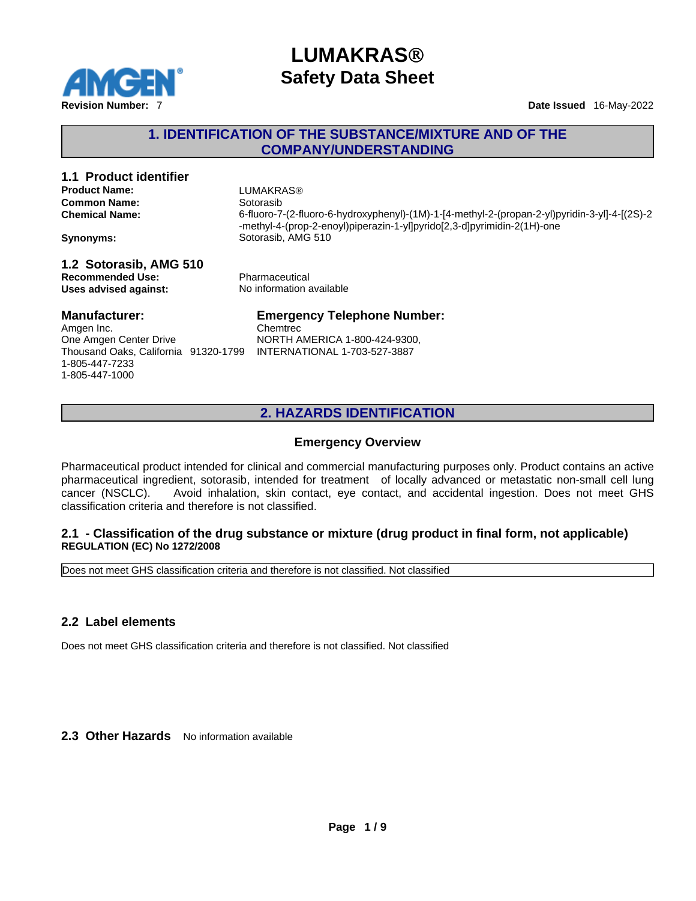# LUMAKRAS®
# Safety Data Sheet

**Revision Number:** 7 **Date Issued** 16-May-2022

## 1. IDENTIFICATION OF THE SUBSTANCE/MIXTURE AND OF THE COMPANY/UNDERSTANDING

### 1.1 Product identifier

**Product Name:** LUMAKRAS®
**Common Name:** Sotorasib
**Chemical Name:** 6-fluoro-7-(2-fluoro-6-hydroxyphenyl)-(1M)-1-[4-methyl-2-(propan-2-yl)pyridin-3-yl]-4-[(2S)-2-methyl-4-(prop-2-enoyl)piperazin-1-yl]pyrido[2,3-d]pyrimidin-2(1H)-one
**Synonyms:** Sotorasib, AMG 510

### 1.2 Sotorasib, AMG 510

**Recommended Use:** Pharmaceutical
**Uses advised against:** No information available

### Manufacturer:

Amgen Inc.
One Amgen Center Drive
Thousand Oaks, California 91320-1799
1-805-447-7233
1-805-447-1000

### Emergency Telephone Number:

Chemtrec
NORTH AMERICA 1-800-424-9300,
INTERNATIONAL 1-703-527-3887

## 2. HAZARDS IDENTIFICATION

### Emergency Overview

Pharmaceutical product intended for clinical and commercial manufacturing purposes only. Product contains an active pharmaceutical ingredient, sotorasib, intended for treatment of locally advanced or metastatic non-small cell lung cancer (NSCLC). Avoid inhalation, skin contact, eye contact, and accidental ingestion. Does not meet GHS classification criteria and therefore is not classified.

### 2.1 - Classification of the drug substance or mixture (drug product in final form, not applicable)

**REGULATION (EC) No 1272/2008**

Does not meet GHS classification criteria and therefore is not classified. Not classified

### 2.2 Label elements

Does not meet GHS classification criteria and therefore is not classified. Not classified

### 2.3 Other Hazards

No information available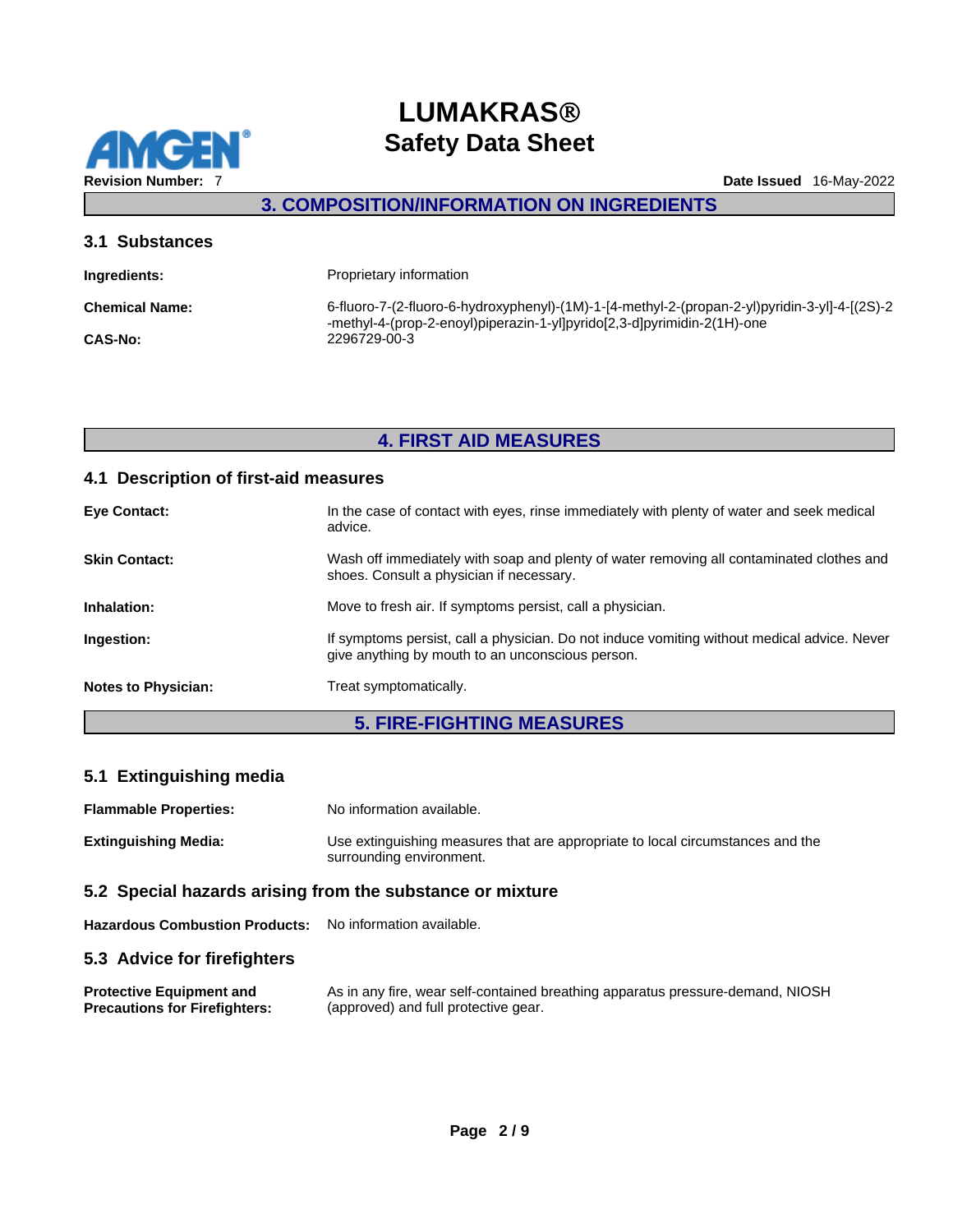## 3. COMPOSITION/INFORMATION ON INGREDIENTS

### 3.1 Substances

**Ingredients:** Proprietary information

**Chemical Name:** 6-fluoro-7-(2-fluoro-6-hydroxyphenyl)-(1M)-1-[4-methyl-2-(propan-2-yl)pyridin-3-yl]-4-[(2S)-2-methyl-4-(prop-2-enoyl)piperazin-1-yl]pyrido[2,3-d]pyrimidin-2(1H)-one

**CAS-No:** 2296729-00-3

## 4. FIRST AID MEASURES

### 4.1 Description of first-aid measures

**Eye Contact:** In the case of contact with eyes, rinse immediately with plenty of water and seek medical advice.

**Skin Contact:** Wash off immediately with soap and plenty of water removing all contaminated clothes and shoes. Consult a physician if necessary.

**Inhalation:** Move to fresh air. If symptoms persist, call a physician.

**Ingestion:** If symptoms persist, call a physician. Do not induce vomiting without medical advice. Never give anything by mouth to an unconscious person.

**Notes to Physician:** Treat symptomatically.

## 5. FIRE-FIGHTING MEASURES

### 5.1 Extinguishing media

**Flammable Properties:** No information available.

**Extinguishing Media:** Use extinguishing measures that are appropriate to local circumstances and the surrounding environment.

### 5.2 Special hazards arising from the substance or mixture

**Hazardous Combustion Products:** No information available.

### 5.3 Advice for firefighters

**Protective Equipment and Precautions for Firefighters:** As in any fire, wear self-contained breathing apparatus pressure-demand, NIOSH (approved) and full protective gear.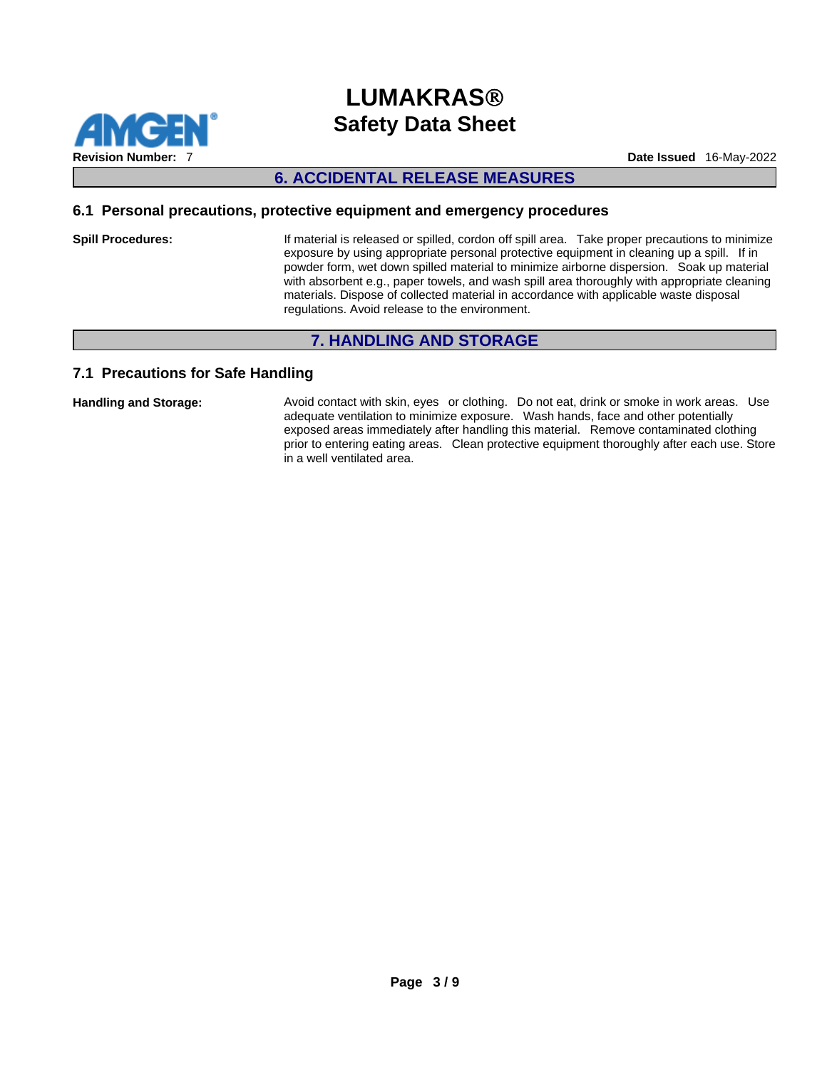## 6. ACCIDENTAL RELEASE MEASURES

### 6.1 Personal precautions, protective equipment and emergency procedures

**Spill Procedures:** If material is released or spilled, cordon off spill area. Take proper precautions to minimize exposure by using appropriate personal protective equipment in cleaning up a spill. If in powder form, wet down spilled material to minimize airborne dispersion. Soak up material with absorbent e.g., paper towels, and wash spill area thoroughly with appropriate cleaning materials. Dispose of collected material in accordance with applicable waste disposal regulations. Avoid release to the environment.

## 7. HANDLING AND STORAGE

### 7.1 Precautions for Safe Handling

**Handling and Storage:** Avoid contact with skin, eyes or clothing. Do not eat, drink or smoke in work areas. Use adequate ventilation to minimize exposure. Wash hands, face and other potentially exposed areas immediately after handling this material. Remove contaminated clothing prior to entering eating areas. Clean protective equipment thoroughly after each use. Store in a well ventilated area.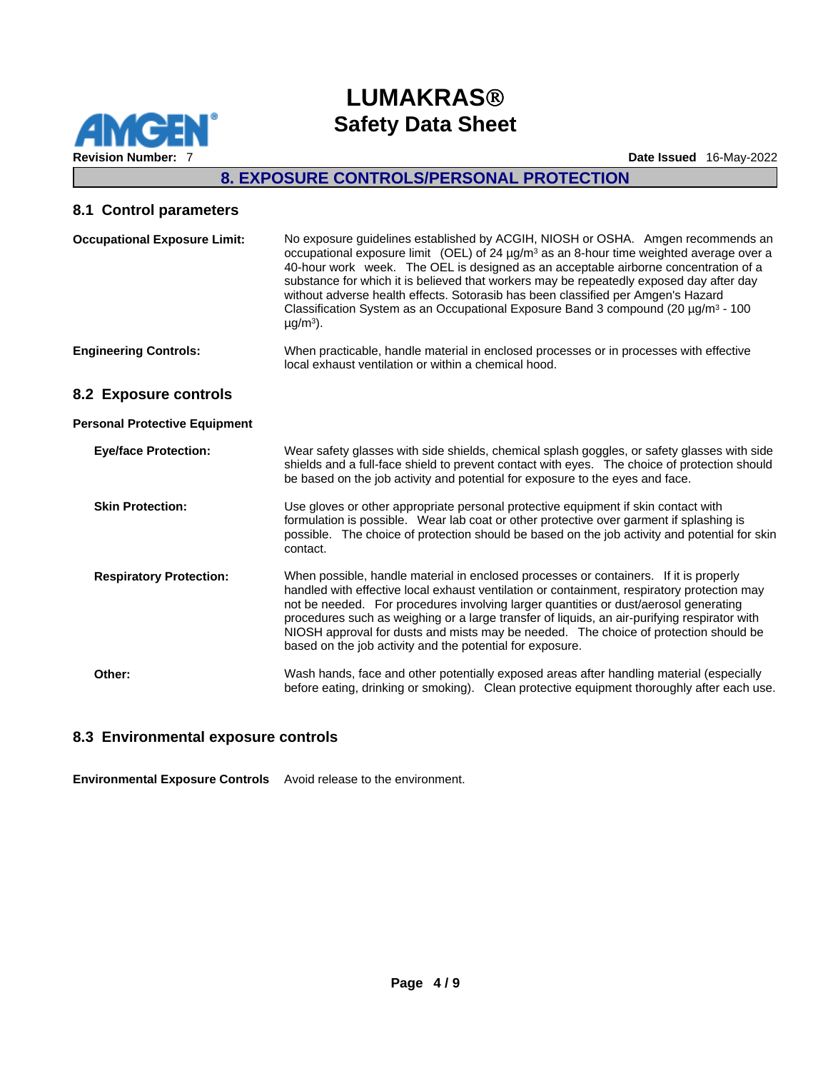## 8. EXPOSURE CONTROLS/PERSONAL PROTECTION

### 8.1 Control parameters

**Occupational Exposure Limit:** No exposure guidelines established by ACGIH, NIOSH or OSHA. Amgen recommends an occupational exposure limit (OEL) of 24 µg/m³ as an 8-hour time weighted average over a 40-hour work week. The OEL is designed as an acceptable airborne concentration of a substance for which it is believed that workers may be repeatedly exposed day after day without adverse health effects. Sotorasib has been classified per Amgen's Hazard Classification System as an Occupational Exposure Band 3 compound (20 µg/m³ - 100 µg/m³).

**Engineering Controls:** When practicable, handle material in enclosed processes or in processes with effective local exhaust ventilation or within a chemical hood.

### 8.2 Exposure controls

**Personal Protective Equipment**

**Eye/face Protection:** Wear safety glasses with side shields, chemical splash goggles, or safety glasses with side shields and a full-face shield to prevent contact with eyes. The choice of protection should be based on the job activity and potential for exposure to the eyes and face.

**Skin Protection:** Use gloves or other appropriate personal protective equipment if skin contact with formulation is possible. Wear lab coat or other protective over garment if splashing is possible. The choice of protection should be based on the job activity and potential for skin contact.

**Respiratory Protection:** When possible, handle material in enclosed processes or containers. If it is properly handled with effective local exhaust ventilation or containment, respiratory protection may not be needed. For procedures involving larger quantities or dust/aerosol generating procedures such as weighing or a large transfer of liquids, an air-purifying respirator with NIOSH approval for dusts and mists may be needed. The choice of protection should be based on the job activity and the potential for exposure.

**Other:** Wash hands, face and other potentially exposed areas after handling material (especially before eating, drinking or smoking). Clean protective equipment thoroughly after each use.

### 8.3 Environmental exposure controls

**Environmental Exposure Controls** Avoid release to the environment.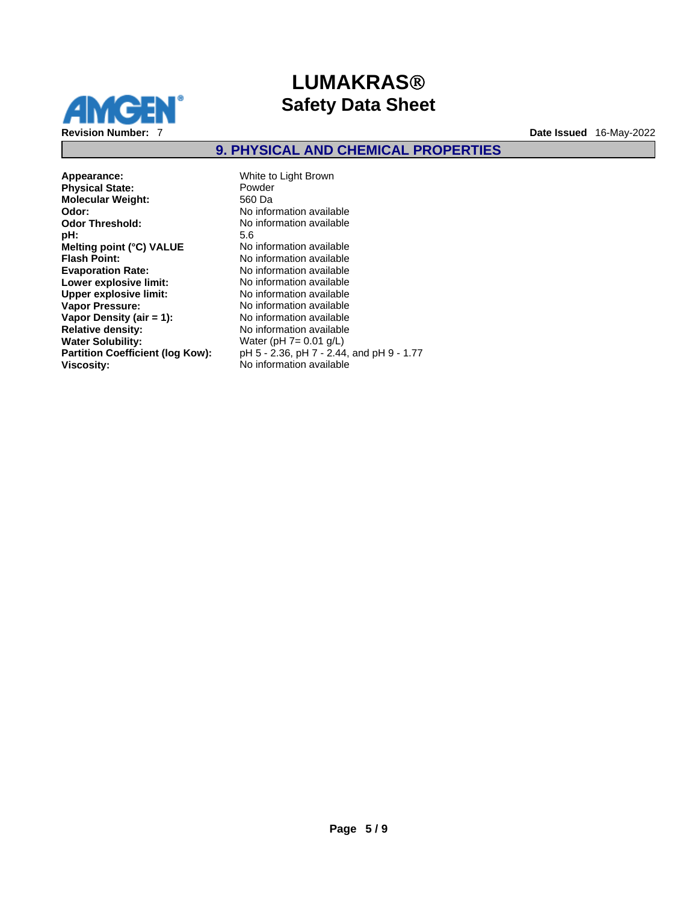## 9. PHYSICAL AND CHEMICAL PROPERTIES

| | |
|---|---|
| **Appearance:** | White to Light Brown |
| **Physical State:** | Powder |
| **Molecular Weight:** | 560 Da |
| **Odor:** | No information available |
| **Odor Threshold:** | No information available |
| **pH:** | 5.6 |
| **Melting point (°C) VALUE** | No information available |
| **Flash Point:** | No information available |
| **Evaporation Rate:** | No information available |
| **Lower explosive limit:** | No information available |
| **Upper explosive limit:** | No information available |
| **Vapor Pressure:** | No information available |
| **Vapor Density (air = 1):** | No information available |
| **Relative density:** | No information available |
| **Water Solubility:** | Water (pH 7= 0.01 g/L) |
| **Partition Coefficient (log Kow):** | pH 5 - 2.36, pH 7 - 2.44, and pH 9 - 1.77 |
| **Viscosity:** | No information available |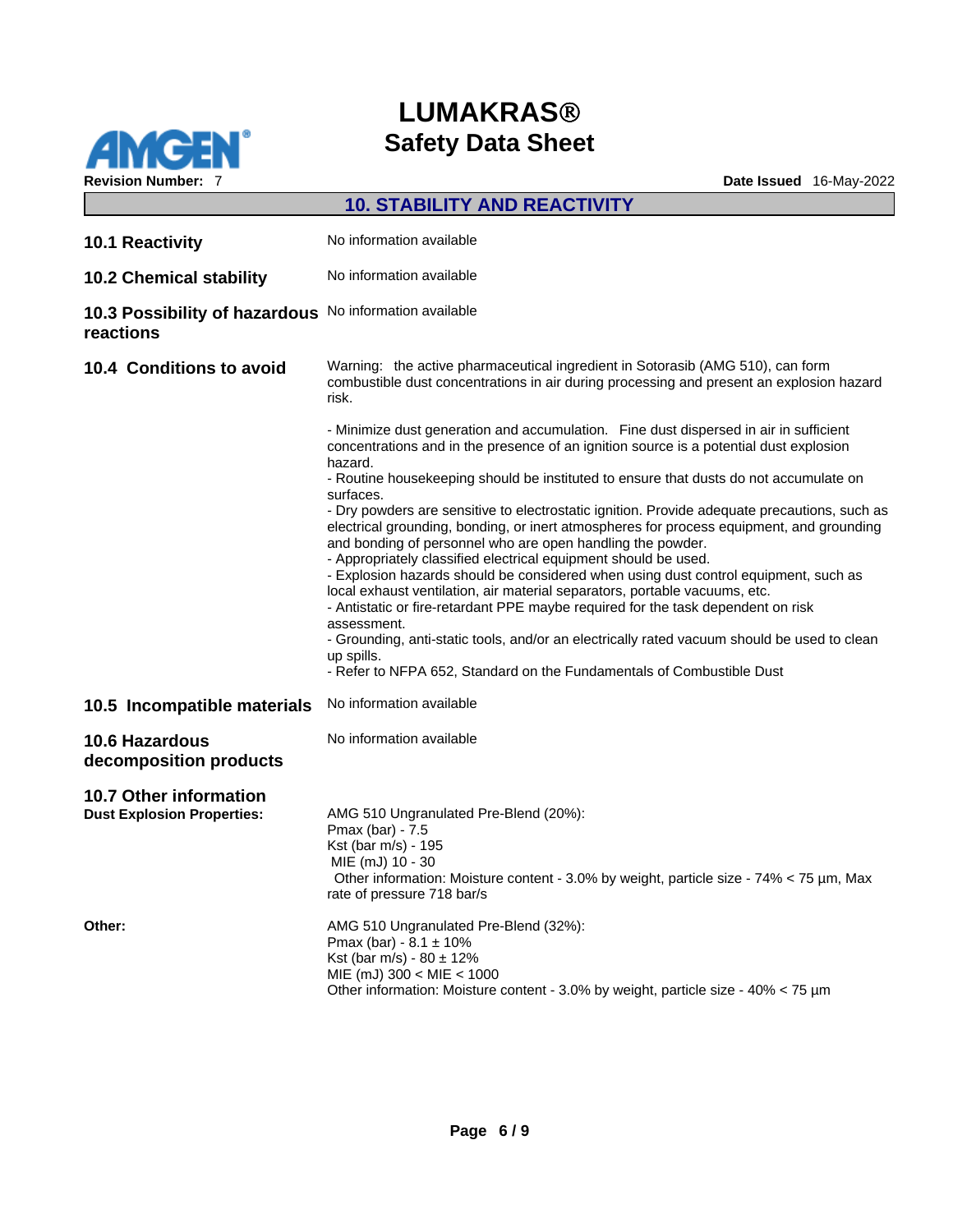## 10. STABILITY AND REACTIVITY

**10.1 Reactivity**

No information available

**10.2 Chemical stability**

No information available

**10.3 Possibility of hazardous reactions**

No information available

**10.4 Conditions to avoid**

Warning: the active pharmaceutical ingredient in Sotorasib (AMG 510), can form combustible dust concentrations in air during processing and present an explosion hazard risk.

- Minimize dust generation and accumulation. Fine dust dispersed in air in sufficient concentrations and in the presence of an ignition source is a potential dust explosion hazard.
- Routine housekeeping should be instituted to ensure that dusts do not accumulate on surfaces.
- Dry powders are sensitive to electrostatic ignition. Provide adequate precautions, such as electrical grounding, bonding, or inert atmospheres for process equipment, and grounding and bonding of personnel who are open handling the powder.
- Appropriately classified electrical equipment should be used.
- Explosion hazards should be considered when using dust control equipment, such as local exhaust ventilation, air material separators, portable vacuums, etc.
- Antistatic or fire-retardant PPE maybe required for the task dependent on risk assessment.
- Grounding, anti-static tools, and/or an electrically rated vacuum should be used to clean up spills.
- Refer to NFPA 652, Standard on the Fundamentals of Combustible Dust

**10.5 Incompatible materials**

No information available

**10.6 Hazardous decomposition products**

No information available

**10.7 Other information**

**Dust Explosion Properties:**

AMG 510 Ungranulated Pre-Blend (20%):
Pmax (bar) - 7.5
Kst (bar m/s) - 195
MIE (mJ) 10 - 30
Other information: Moisture content - 3.0% by weight, particle size - 74% < 75 µm, Max rate of pressure 718 bar/s

**Other:**

AMG 510 Ungranulated Pre-Blend (32%):
Pmax (bar) - 8.1 ± 10%
Kst (bar m/s) - 80 ± 12%
MIE (mJ) 300 < MIE < 1000
Other information: Moisture content - 3.0% by weight, particle size - 40% < 75 µm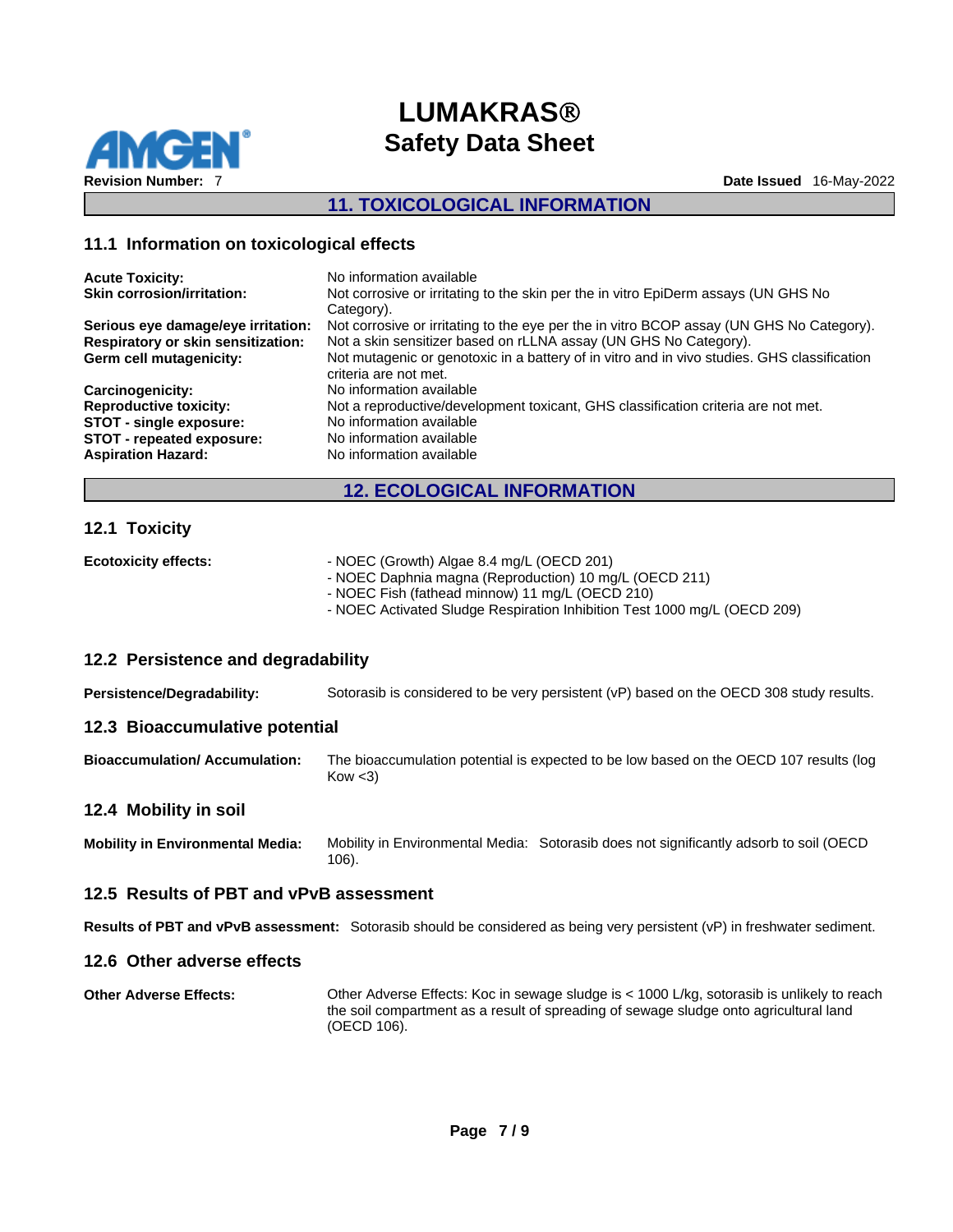## 11. TOXICOLOGICAL INFORMATION

### 11.1 Information on toxicological effects

**Acute Toxicity:** No information available

**Skin corrosion/irritation:** Not corrosive or irritating to the skin per the in vitro EpiDerm assays (UN GHS No Category).

**Serious eye damage/eye irritation:** Not corrosive or irritating to the eye per the in vitro BCOP assay (UN GHS No Category).

**Respiratory or skin sensitization:** Not a skin sensitizer based on rLLNA assay (UN GHS No Category).

**Germ cell mutagenicity:** Not mutagenic or genotoxic in a battery of in vitro and in vivo studies. GHS classification criteria are not met.

**Carcinogenicity:** No information available

**Reproductive toxicity:** Not a reproductive/development toxicant, GHS classification criteria are not met.

**STOT - single exposure:** No information available

**STOT - repeated exposure:** No information available

**Aspiration Hazard:** No information available

## 12. ECOLOGICAL INFORMATION

### 12.1 Toxicity

**Ecotoxicity effects:**

- NOEC (Growth) Algae 8.4 mg/L (OECD 201)
- NOEC Daphnia magna (Reproduction) 10 mg/L (OECD 211)
- NOEC Fish (fathead minnow) 11 mg/L (OECD 210)
- NOEC Activated Sludge Respiration Inhibition Test 1000 mg/L (OECD 209)

### 12.2 Persistence and degradability

**Persistence/Degradability:** Sotorasib is considered to be very persistent (vP) based on the OECD 308 study results.

### 12.3 Bioaccumulative potential

**Bioaccumulation/ Accumulation:** The bioaccumulation potential is expected to be low based on the OECD 107 results (log Kow <3)

### 12.4 Mobility in soil

**Mobility in Environmental Media:** Mobility in Environmental Media: Sotorasib does not significantly adsorb to soil (OECD 106).

### 12.5 Results of PBT and vPvB assessment

**Results of PBT and vPvB assessment:** Sotorasib should be considered as being very persistent (vP) in freshwater sediment.

### 12.6 Other adverse effects

**Other Adverse Effects:** Other Adverse Effects: Koc in sewage sludge is < 1000 L/kg, sotorasib is unlikely to reach the soil compartment as a result of spreading of sewage sludge onto agricultural land (OECD 106).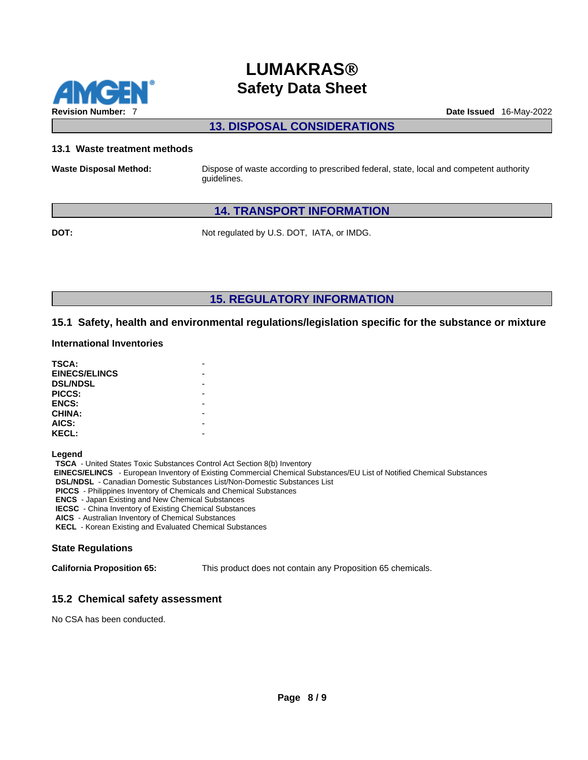## 13. DISPOSAL CONSIDERATIONS

### 13.1 Waste treatment methods

**Waste Disposal Method:** Dispose of waste according to prescribed federal, state, local and competent authority guidelines.

## 14. TRANSPORT INFORMATION

**DOT:** Not regulated by U.S. DOT, IATA, or IMDG.

## 15. REGULATORY INFORMATION

### 15.1 Safety, health and environmental regulations/legislation specific for the substance or mixture

#### International Inventories

| | |
|---|---|
| **TSCA:** | - |
| **EINECS/ELINCS** | - |
| **DSL/NDSL** | - |
| **PICCS:** | - |
| **ENCS:** | - |
| **CHINA:** | - |
| **AICS:** | - |
| **KECL:** | - |

**Legend**

**TSCA** - United States Toxic Substances Control Act Section 8(b) Inventory
**EINECS/ELINCS** - European Inventory of Existing Commercial Chemical Substances/EU List of Notified Chemical Substances
**DSL/NDSL** - Canadian Domestic Substances List/Non-Domestic Substances List
**PICCS** - Philippines Inventory of Chemicals and Chemical Substances
**ENCS** - Japan Existing and New Chemical Substances
**IECSC** - China Inventory of Existing Chemical Substances
**AICS** - Australian Inventory of Chemical Substances
**KECL** - Korean Existing and Evaluated Chemical Substances

#### State Regulations

**California Proposition 65:** This product does not contain any Proposition 65 chemicals.

### 15.2 Chemical safety assessment

No CSA has been conducted.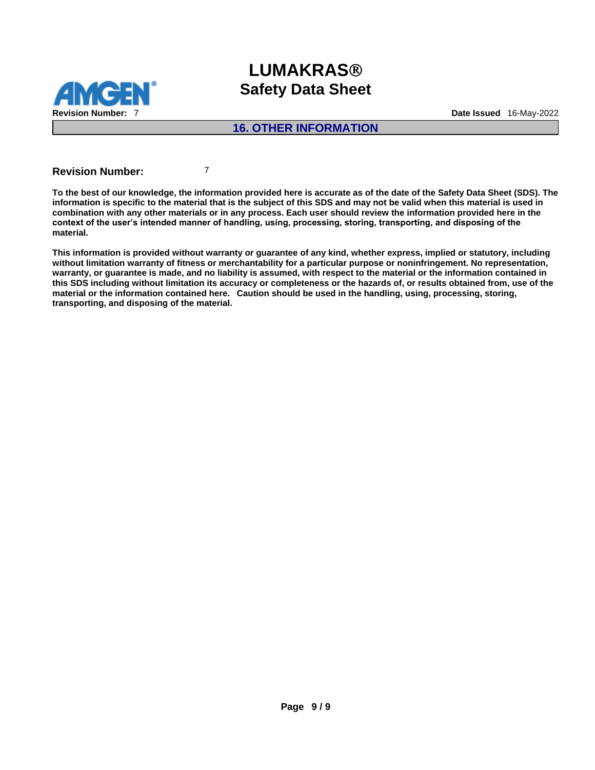## 16. OTHER INFORMATION

**Revision Number:** 7

**To the best of our knowledge, the information provided here is accurate as of the date of the Safety Data Sheet (SDS). The information is specific to the material that is the subject of this SDS and may not be valid when this material is used in combination with any other materials or in any process. Each user should review the information provided here in the context of the user's intended manner of handling, using, processing, storing, transporting, and disposing of the material.**

**This information is provided without warranty or guarantee of any kind, whether express, implied or statutory, including without limitation warranty of fitness or merchantability for a particular purpose or noninfringement. No representation, warranty, or guarantee is made, and no liability is assumed, with respect to the material or the information contained in this SDS including without limitation its accuracy or completeness or the hazards of, or results obtained from, use of the material or the information contained here. Caution should be used in the handling, using, processing, storing, transporting, and disposing of the material.**